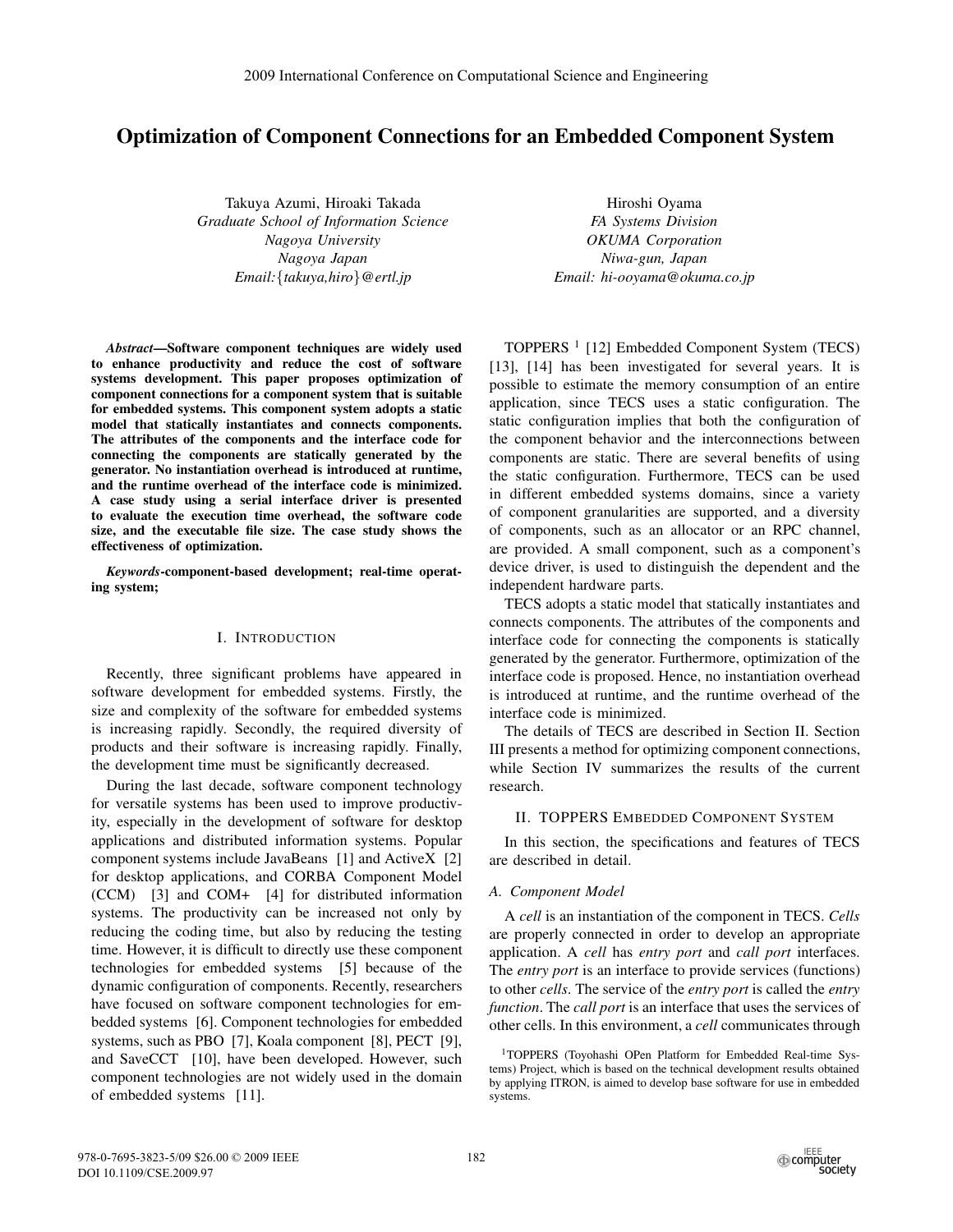# Optimization of Component Connections for an Embedded Component System

Takuya Azumi, Hiroaki Takada
*Graduate School of Information Science*
*Nagoya University*
*Nagoya Japan*
*Email:{takuya,hiro}@ertl.jp*

Hiroshi Oyama
*FA Systems Division*
*OKUMA Corporation*
*Niwa-gun, Japan*
*Email: hi-ooyama@okuma.co.jp*

***Abstract*—Software component techniques are widely used to enhance productivity and reduce the cost of software systems development. This paper proposes optimization of component connections for a component system that is suitable for embedded systems. This component system adopts a static model that statically instantiates and connects components. The attributes of the components and the interface code for connecting the components are statically generated by the generator. No instantiation overhead is introduced at runtime, and the runtime overhead of the interface code is minimized. A case study using a serial interface driver is presented to evaluate the execution time overhead, the software code size, and the executable file size. The case study shows the effectiveness of optimization.**

***Keywords*-component-based development; real-time operating system;**

## I. Introduction

Recently, three significant problems have appeared in software development for embedded systems. Firstly, the size and complexity of the software for embedded systems is increasing rapidly. Secondly, the required diversity of products and their software is increasing rapidly. Finally, the development time must be significantly decreased.

During the last decade, software component technology for versatile systems has been used to improve productivity, especially in the development of software for desktop applications and distributed information systems. Popular component systems include JavaBeans [1] and ActiveX [2] for desktop applications, and CORBA Component Model (CCM) [3] and COM+ [4] for distributed information systems. The productivity can be increased not only by reducing the coding time, but also by reducing the testing time. However, it is difficult to directly use these component technologies for embedded systems [5] because of the dynamic configuration of components. Recently, researchers have focused on software component technologies for embedded systems [6]. Component technologies for embedded systems, such as PBO [7], Koala component [8], PECT [9], and SaveCCT [10], have been developed. However, such component technologies are not widely used in the domain of embedded systems [11].

TOPPERS [1] [12] Embedded Component System (TECS) [13], [14] has been investigated for several years. It is possible to estimate the memory consumption of an entire application, since TECS uses a static configuration. The static configuration implies that both the configuration of the component behavior and the interconnections between components are static. There are several benefits of using the static configuration. Furthermore, TECS can be used in different embedded systems domains, since a variety of component granularities are supported, and a diversity of components, such as an allocator or an RPC channel, are provided. A small component, such as a component's device driver, is used to distinguish the dependent and the independent hardware parts.

TECS adopts a static model that statically instantiates and connects components. The attributes of the components and interface code for connecting the components is statically generated by the generator. Furthermore, optimization of the interface code is proposed. Hence, no instantiation overhead is introduced at runtime, and the runtime overhead of the interface code is minimized.

The details of TECS are described in Section II. Section III presents a method for optimizing component connections, while Section IV summarizes the results of the current research.

## II. TOPPERS Embedded Component System

In this section, the specifications and features of TECS are described in detail.

### A. Component Model

A *cell* is an instantiation of the component in TECS. *Cells* are properly connected in order to develop an appropriate application. A *cell* has *entry port* and *call port* interfaces. The *entry port* is an interface to provide services (functions) to other *cells*. The service of the *entry port* is called the *entry function*. The *call port* is an interface that uses the services of other cells. In this environment, a *cell* communicates through

[1] TOPPERS (Toyohashi OPen Platform for Embedded Real-time Systems) Project, which is based on the technical development results obtained by applying ITRON, is aimed to develop base software for use in embedded systems.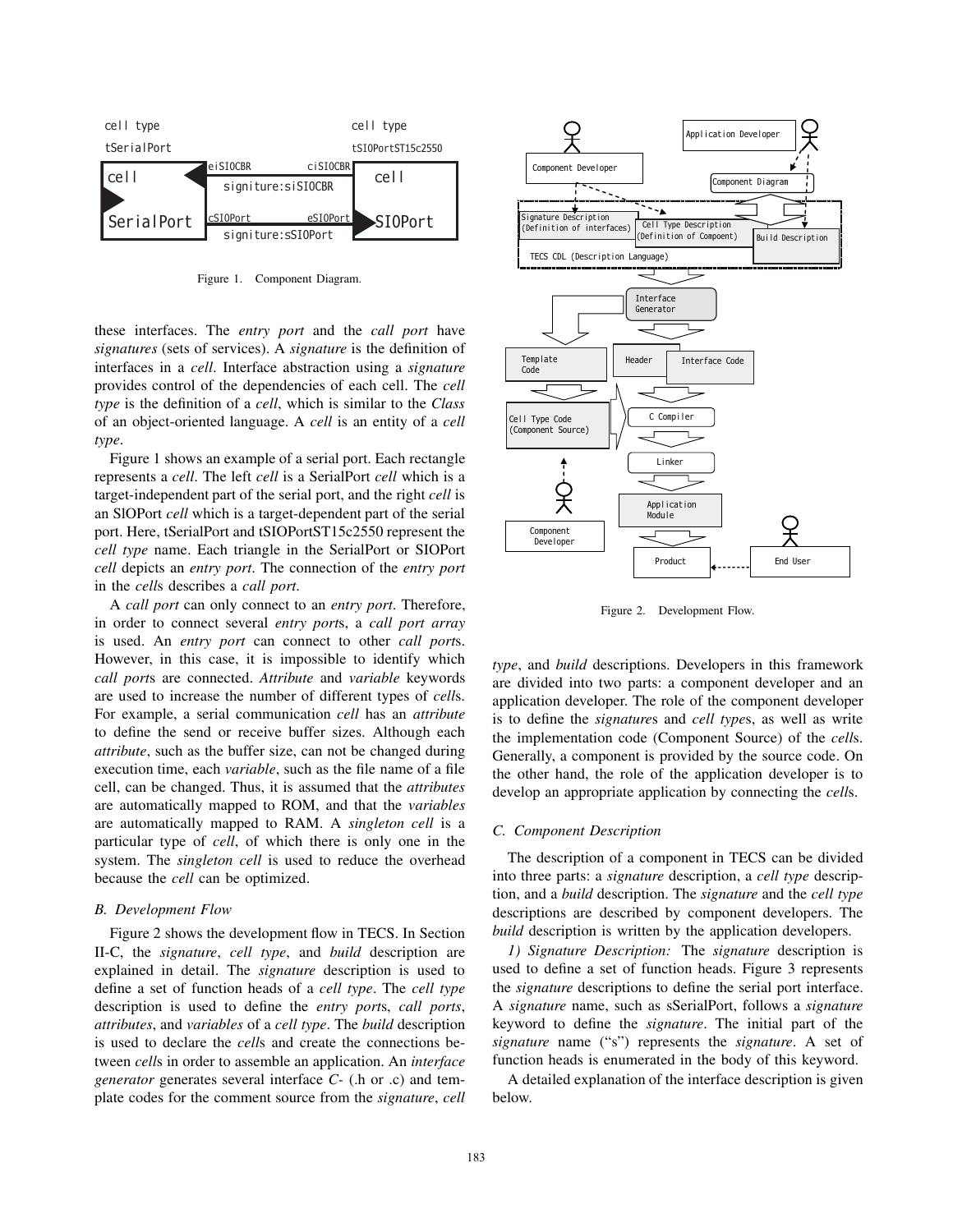Figure 1. Component Diagram.

these interfaces. The *entry port* and the *call port* have *signatures* (sets of services). A *signature* is the definition of interfaces in a *cell*. Interface abstraction using a *signature* provides control of the dependencies of each cell. The *cell type* is the definition of a *cell*, which is similar to the *Class* of an object-oriented language. A *cell* is an entity of a *cell type*.

Figure 1 shows an example of a serial port. Each rectangle represents a *cell*. The left *cell* is a SerialPort *cell* which is a target-independent part of the serial port, and the right *cell* is an SIOPort *cell* which is a target-dependent part of the serial port. Here, tSerialPort and tSIOPortST15c2550 represent the *cell type* name. Each triangle in the SerialPort or SIOPort *cell* depicts an *entry port*. The connection of the *entry port* in the *cell*s describes a *call port*.

A *call port* can only connect to an *entry port*. Therefore, in order to connect several *entry port*s, a *call port array* is used. An *entry port* can connect to other *call port*s. However, in this case, it is impossible to identify which *call port*s are connected. *Attribute* and *variable* keywords are used to increase the number of different types of *cell*s. For example, a serial communication *cell* has an *attribute* to define the send or receive buffer sizes. Although each *attribute*, such as the buffer size, can not be changed during execution time, each *variable*, such as the file name of a file cell, can be changed. Thus, it is assumed that the *attributes* are automatically mapped to ROM, and that the *variables* are automatically mapped to RAM. A *singleton cell* is a particular type of *cell*, of which there is only one in the system. The *singleton cell* is used to reduce the overhead because the *cell* can be optimized.

### *B. Development Flow*

Figure 2 shows the development flow in TECS. In Section II-C, the *signature*, *cell type*, and *build* description are explained in detail. The *signature* description is used to define a set of function heads of a *cell type*. The *cell type* description is used to define the *entry port*s, *call ports*, *attributes*, and *variables* of a *cell type*. The *build* description is used to declare the *cell*s and create the connections between *cell*s in order to assemble an application. An *interface generator* generates several interface *C*- (.h or .c) and template codes for the comment source from the *signature*, *cell type*, and *build* descriptions. Developers in this framework are divided into two parts: a component developer and an application developer. The role of the component developer is to define the *signature*s and *cell type*s, as well as write the implementation code (Component Source) of the *cell*s. Generally, a component is provided by the source code. On the other hand, the role of the application developer is to develop an appropriate application by connecting the *cell*s.

Figure 2. Development Flow.

### *C. Component Description*

The description of a component in TECS can be divided into three parts: a *signature* description, a *cell type* description, and a *build* description. The *signature* and the *cell type* descriptions are described by component developers. The *build* description is written by the application developers.

*1) Signature Description:* The *signature* description is used to define a set of function heads. Figure 3 represents the *signature* descriptions to define the serial port interface. A *signature* name, such as sSerialPort, follows a *signature* keyword to define the *signature*. The initial part of the *signature* name ("s") represents the *signature*. A set of function heads is enumerated in the body of this keyword.

A detailed explanation of the interface description is given below.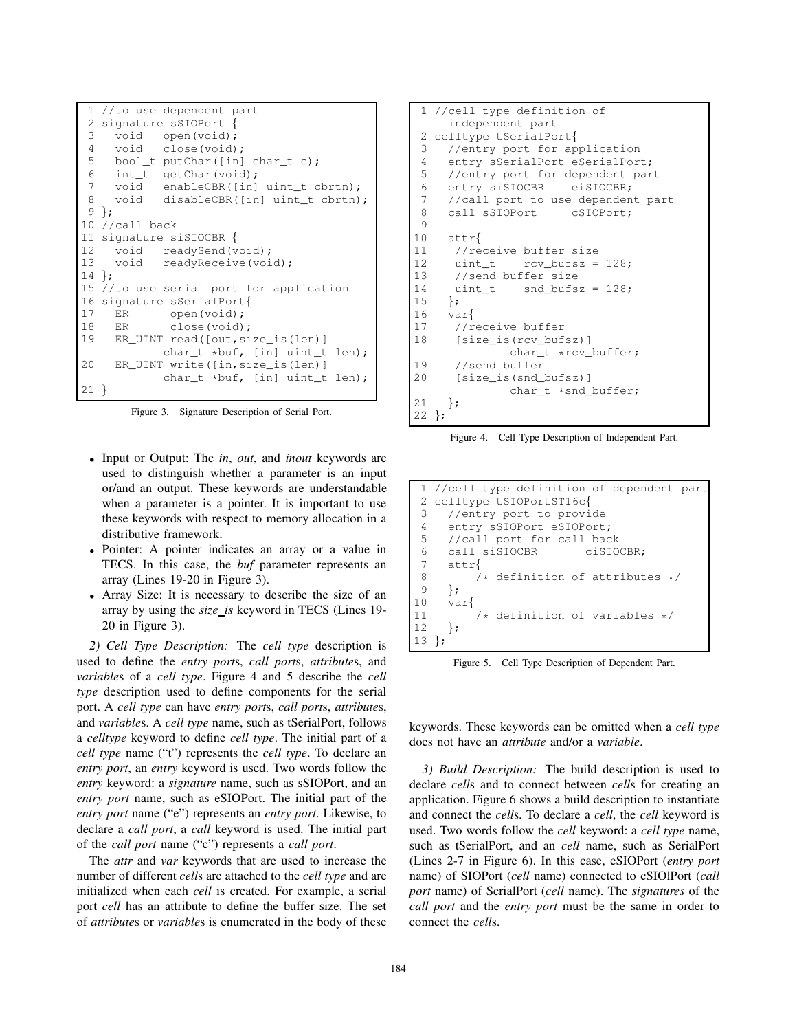```
 1 //to use dependent part
 2 signature sSIOPort {
 3   void   open(void);
 4   void   close(void);
 5   bool_t putChar([in] char_t c);
 6   int_t  getChar(void);
 7   void   enableCBR([in] uint_t cbrtn);
 8   void   disableCBR([in] uint_t cbrtn);
 9 };
10 //call back
11 signature siSIOCBR {
12   void   readySend(void);
13   void   readyReceive(void);
14 };
15 //to use serial port for application
16 signature sSerialPort{
17   ER      open(void);
18   ER      close(void);
19   ER_UINT read([out,size_is(len)]
            char_t *buf, [in] uint_t len);
20   ER_UINT write([in,size_is(len)]
            char_t *buf, [in] uint_t len);
21 }
```

Figure 3. Signature Description of Serial Port.

- Input or Output: The *in*, *out*, and *inout* keywords are used to distinguish whether a parameter is an input or/and an output. These keywords are understandable when a parameter is a pointer. It is important to use these keywords with respect to memory allocation in a distributive framework.
- Pointer: A pointer indicates an array or a value in TECS. In this case, the *buf* parameter represents an array (Lines 19-20 in Figure 3).
- Array Size: It is necessary to describe the size of an array by using the *size_is* keyword in TECS (Lines 19-20 in Figure 3).

*2) Cell Type Description:* The *cell type* description is used to define the *entry port*s, *call port*s, *attribute*s, and *variable*s of a *cell type*. Figure 4 and 5 describe the *cell type* description used to define components for the serial port. A *cell type* can have *entry port*s, *call port*s, *attribute*s, and *variable*s. A *cell type* name, such as tSerialPort, follows a *celltype* keyword to define *cell type*. The initial part of a *cell type* name ("t") represents the *cell type*. To declare an *entry port*, an *entry* keyword is used. Two words follow the *entry* keyword: a *signature* name, such as sSIOPort, and an *entry port* name, such as eSIOPort. The initial part of the *entry port* name ("e") represents an *entry port*. Likewise, to declare a *call port*, a *call* keyword is used. The initial part of the *call port* name ("c") represents a *call port*.

The *attr* and *var* keywords that are used to increase the number of different *cell*s are attached to the *cell type* and are initialized when each *cell* is created. For example, a serial port *cell* has an attribute to define the buffer size. The set of *attribute*s or *variable*s is enumerated in the body of these keywords. These keywords can be omitted when a *cell type* does not have an *attribute* and/or a *variable*.

```
 1 //cell type definition of
     independent part
 2 celltype tSerialPort{
 3   //entry port for application
 4   entry sSerialPort eSerialPort;
 5   //entry port for dependent part
 6   entry siSIOCBR    eiSIOCBR;
 7   //call port to use dependent part
 8   call sSIOPort     cSIOPort;
 9
10   attr{
11    //receive buffer size
12    uint_t    rcv_bufsz = 128;
13    //send buffer size
14    uint_t    snd_bufsz = 128;
15   };
16   var{
17    //receive buffer
18    [size_is(rcv_bufsz)]
            char_t *rcv_buffer;
19    //send buffer
20    [size_is(snd_bufsz)]
            char_t *snd_buffer;
21   };
22 };
```

Figure 4. Cell Type Description of Independent Part.

```
 1 //cell type definition of dependent part
 2 celltype tSIOPortST16c{
 3   //entry port to provide
 4   entry sSIOPort eSIOPort;
 5   //call port for call back
 6   call siSIOCBR       ciSIOCBR;
 7   attr{
 8       /* definition of attributes */
 9   };
10   var{
11       /* definition of variables */
12   };
13 };
```

Figure 5. Cell Type Description of Dependent Part.

*3) Build Description:* The build description is used to declare *cell*s and to connect between *cell*s for creating an application. Figure 6 shows a build description to instantiate and connect the *cell*s. To declare a *cell*, the *cell* keyword is used. Two words follow the *cell* keyword: a *cell type* name, such as tSerialPort, and an *cell* name, such as SerialPort (Lines 2-7 in Figure 6). In this case, eSIOPort (*entry port* name) of SIOPort (*cell* name) connected to cSIOlPort (*call port* name) of SerialPort (*cell* name). The *signatures* of the *call port* and the *entry port* must be the same in order to connect the *cell*s.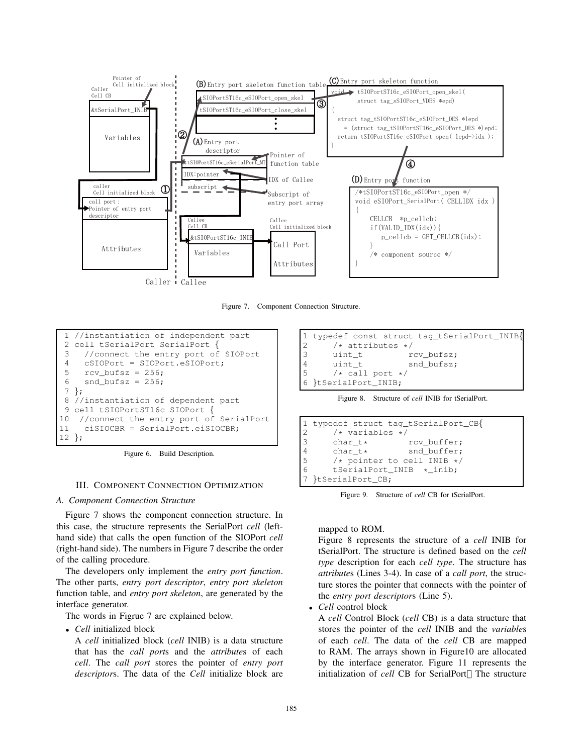Figure 7. Component Connection Structure.

```
 1 //instantiation of independent part
 2 cell tSerialPort SerialPort {
 3   //connect the entry port of SIOPort
 4   cSIOPort = SIOPort.eSIOPort;
 5   rcv_bufsz = 256;
 6   snd_bufsz = 256;
 7 };
 8 //instantiation of dependent part
 9 cell tSIOPortST16c SIOPort {
10  //connect the entry port of SerialPort
11   ciSIOCBR = SerialPort.eiSIOCBR;
12 };
```

Figure 6. Build Description.

## III. Component Connection Optimization

### A. Component Connection Structure

Figure 7 shows the component connection structure. In this case, the structure represents the SerialPort *cell* (left-hand side) that calls the open function of the SIOPort *cell* (right-hand side). The numbers in Figure 7 describe the order of the calling procedure.

The developers only implement the *entry port function*. The other parts, *entry port descriptor*, *entry port skeleton* function table, and *entry port skeleton*, are generated by the interface generator.

The words in Figrue 7 are explained below.

- *Cell* initialized block
  A *cell* initialized block (*cell* INIB) is a data structure that has the *call port*s and the *attribute*s of each *cell*. The *call port* stores the pointer of *entry port descriptor*s. The data of the *Cell* initialize block are mapped to ROM.

  Figure 8 represents the structure of a *cell* INIB for tSerialPort. The structure is defined based on the *cell type* description for each *cell type*. The structure has *attributes* (Lines 3-4). In case of a *call port*, the structure stores the pointer that connects with the pointer of the *entry port descriptor*s (Line 5).

```
1 typedef const struct tag_tSerialPort_INIB{
2     /* attributes */
3     uint_t          rcv_bufsz;
4     uint_t          snd_bufsz;
5     /* call port */
6 }tSerialPort_INIB;
```

Figure 8. Structure of *cell* INIB for tSerialPort.

```
1 typedef struct tag_tSerialPort_CB{
2     /* variables */
3     char_t*         rcv_buffer;
4     char_t*         snd_buffer;
5     /* pointer to cell INIB */
6     tSerialPort_INIB  *_inib;
7 }tSerialPort_CB;
```

Figure 9. Structure of *cell* CB for tSerialPort.

- *Cell* control block
  A *cell* Control Block (*cell* CB) is a data structure that stores the pointer of the *cell* INIB and the *variable*s of each *cell*. The data of the *cell* CB are mapped to RAM. The arrays shown in Figure10 are allocated by the interface generator. Figure 11 represents the initialization of *cell* CB for SerialPort. The structure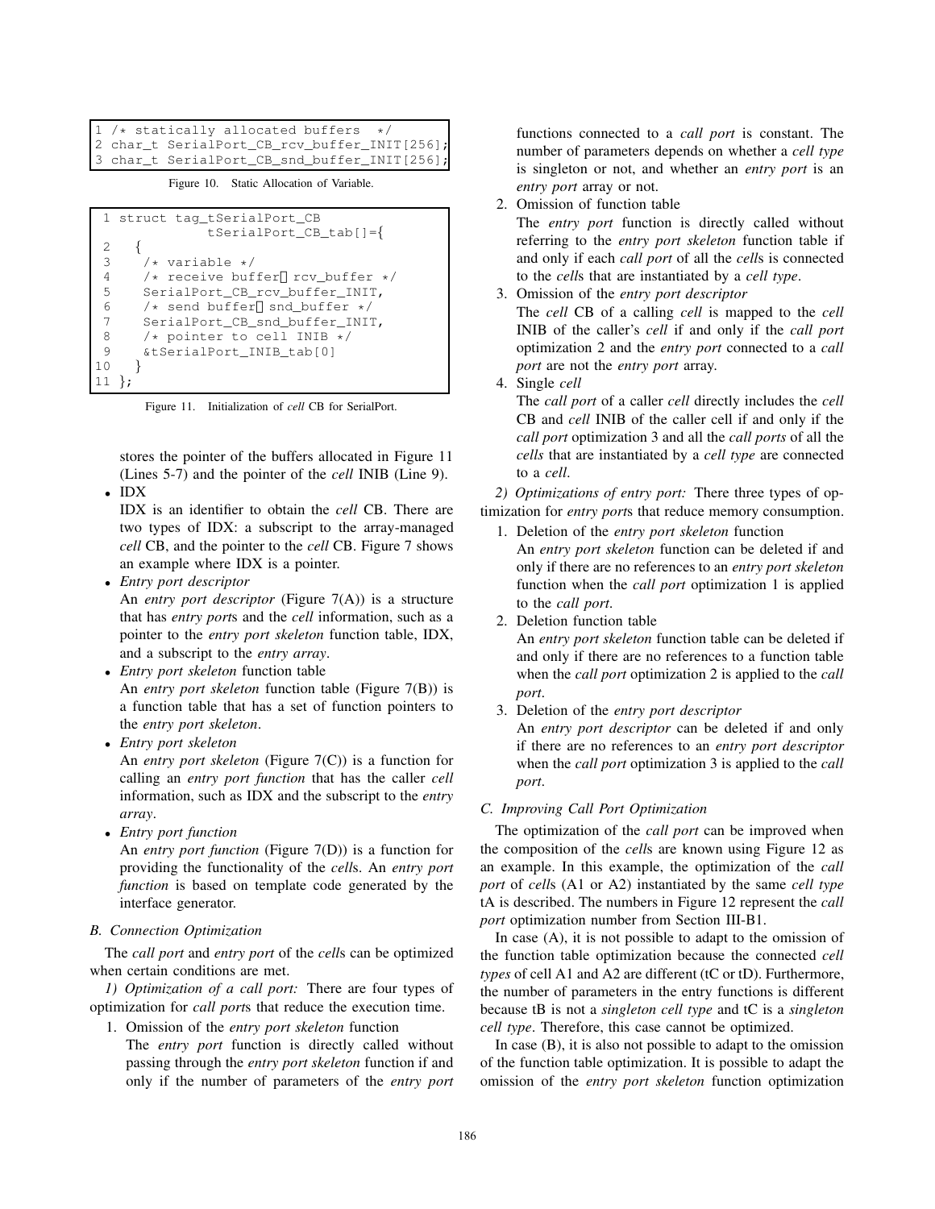```
1 /* statically allocated buffers  */
2 char_t SerialPort_CB_rcv_buffer_INIT[256];
3 char_t SerialPort_CB_snd_buffer_INIT[256];
```

Figure 10. Static Allocation of Variable.

```
 1 struct tag_tSerialPort_CB
              tSerialPort_CB_tab[]={
 2   {
 3    /* variable */
 4    /* receive buffer[] rcv_buffer */
 5    SerialPort_CB_rcv_buffer_INIT,
 6    /* send buffer[] snd_buffer */
 7    SerialPort_CB_snd_buffer_INIT,
 8    /* pointer to cell INIB */
 9    &tSerialPort_INIB_tab[0]
10   }
11 };
```

Figure 11. Initialization of *cell* CB for SerialPort.

stores the pointer of the buffers allocated in Figure 11 (Lines 5-7) and the pointer of the *cell* INIB (Line 9).

- IDX
  IDX is an identifier to obtain the *cell* CB. There are two types of IDX: a subscript to the array-managed *cell* CB, and the pointer to the *cell* CB. Figure 7 shows an example where IDX is a pointer.
- *Entry port descriptor*
  An *entry port descriptor* (Figure 7(A)) is a structure that has *entry port*s and the *cell* information, such as a pointer to the *entry port skeleton* function table, IDX, and a subscript to the *entry array*.
- *Entry port skeleton* function table
  An *entry port skeleton* function table (Figure 7(B)) is a function table that has a set of function pointers to the *entry port skeleton*.
- *Entry port skeleton*
  An *entry port skeleton* (Figure 7(C)) is a function for calling an *entry port function* that has the caller *cell* information, such as IDX and the subscript to the *entry array*.
- *Entry port function*
  An *entry port function* (Figure 7(D)) is a function for providing the functionality of the *cell*s. An *entry port function* is based on template code generated by the interface generator.

### B. Connection Optimization

The *call port* and *entry port* of the *cell*s can be optimized when certain conditions are met.

*1) Optimization of a call port:* There are four types of optimization for *call port*s that reduce the execution time.

1. Omission of the *entry port skeleton* function
   The *entry port* function is directly called without passing through the *entry port skeleton* function if and only if the number of parameters of the *entry port* functions connected to a *call port* is constant. The number of parameters depends on whether a *cell type* is singleton or not, and whether an *entry port* is an *entry port* array or not.
2. Omission of function table
   The *entry port* function is directly called without referring to the *entry port skeleton* function table if and only if each *call port* of all the *cell*s is connected to the *cell*s that are instantiated by a *cell type*.
3. Omission of the *entry port descriptor*
   The *cell* CB of a calling *cell* is mapped to the *cell* INIB of the caller's *cell* if and only if the *call port* optimization 2 and the *entry port* connected to a *call port* are not the *entry port* array.
4. Single *cell*
   The *call port* of a caller *cell* directly includes the *cell* CB and *cell* INIB of the caller cell if and only if the *call port* optimization 3 and all the *call ports* of all the *cells* that are instantiated by a *cell type* are connected to a *cell*.

*2) Optimizations of entry port:* There three types of optimization for *entry port*s that reduce memory consumption.

1. Deletion of the *entry port skeleton* function
   An *entry port skeleton* function can be deleted if and only if there are no references to an *entry port skeleton* function when the *call port* optimization 1 is applied to the *call port*.
2. Deletion function table
   An *entry port skeleton* function table can be deleted if and only if there are no references to a function table when the *call port* optimization 2 is applied to the *call port*.
3. Deletion of the *entry port descriptor*
   An *entry port descriptor* can be deleted if and only if there are no references to an *entry port descriptor* when the *call port* optimization 3 is applied to the *call port*.

### C. Improving Call Port Optimization

The optimization of the *call port* can be improved when the composition of the *cell*s are known using Figure 12 as an example. In this example, the optimization of the *call port* of *cell*s (A1 or A2) instantiated by the same *cell type* tA is described. The numbers in Figure 12 represent the *call port* optimization number from Section III-B1.

In case (A), it is not possible to adapt to the omission of the function table optimization because the connected *cell types* of cell A1 and A2 are different (tC or tD). Furthermore, the number of parameters in the entry functions is different because tB is not a *singleton cell type* and tC is a *singleton cell type*. Therefore, this case cannot be optimized.

In case (B), it is also not possible to adapt to the omission of the function table optimization. It is possible to adapt the omission of the *entry port skeleton* function optimization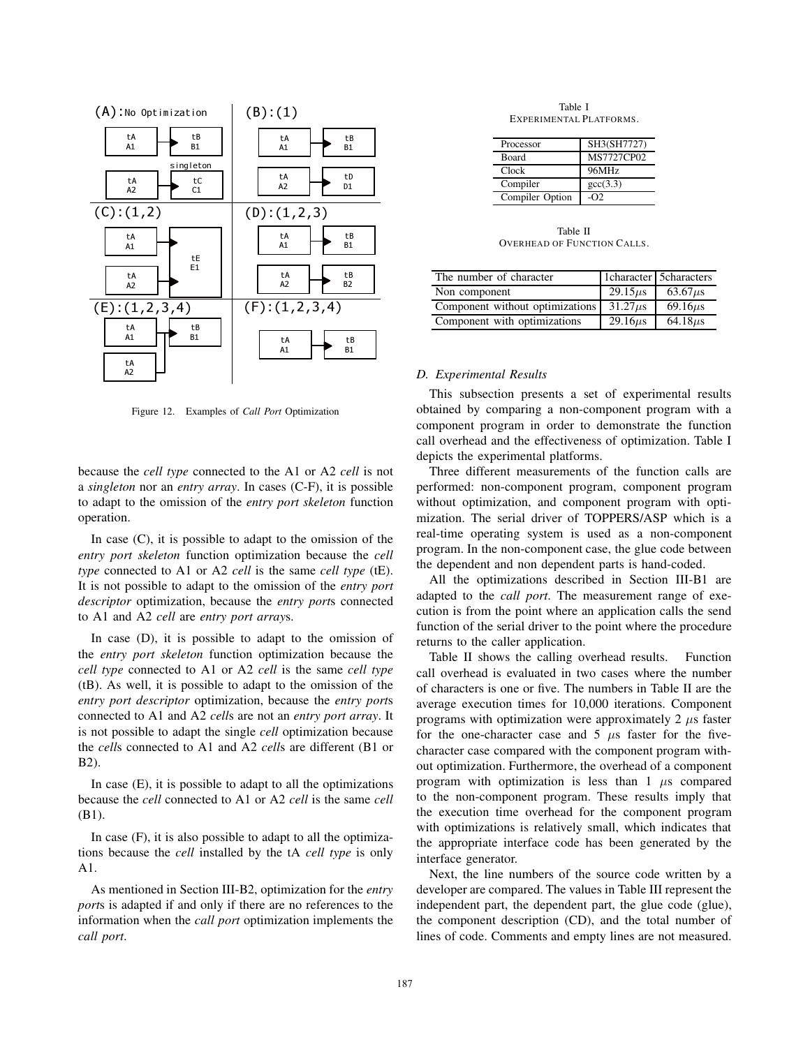Figure 12. Examples of *Call Port* Optimization

because the *cell type* connected to the A1 or A2 *cell* is not a *singleton* nor an *entry array*. In cases (C-F), it is possible to adapt to the omission of the *entry port skeleton* function operation.

In case (C), it is possible to adapt to the omission of the *entry port skeleton* function optimization because the *cell type* connected to A1 or A2 *cell* is the same *cell type* (tE). It is not possible to adapt to the omission of the *entry port descriptor* optimization, because the *entry port*s connected to A1 and A2 *cell* are *entry port array*s.

In case (D), it is possible to adapt to the omission of the *entry port skeleton* function optimization because the *cell type* connected to A1 or A2 *cell* is the same *cell type* (tB). As well, it is possible to adapt to the omission of the *entry port descriptor* optimization, because the *entry port*s connected to A1 and A2 *cell*s are not an *entry port array*. It is not possible to adapt the single *cell* optimization because the *cell*s connected to A1 and A2 *cell*s are different (B1 or B2).

In case (E), it is possible to adapt to all the optimizations because the *cell* connected to A1 or A2 *cell* is the same *cell* (B1).

In case (F), it is also possible to adapt to all the optimizations because the *cell* installed by the tA *cell type* is only A1.

As mentioned in Section III-B2, optimization for the *entry port*s is adapted if and only if there are no references to the information when the *call port* optimization implements the *call port*.

Table I
EXPERIMENTAL PLATFORMS.

| Processor | SH3(SH7727) |
|---|---|
| Board | MS7727CP02 |
| Clock | 96MHz |
| Compiler | gcc(3.3) |
| Compiler Option | -O2 |

Table II
OVERHEAD OF FUNCTION CALLS.

| The number of character | 1character | 5characters |
|---|---|---|
| Non component | 29.15$\mu$s | 63.67$\mu$s |
| Component without optimizations | 31.27$\mu$s | 69.16$\mu$s |
| Component with optimizations | 29.16$\mu$s | 64.18$\mu$s |

### *D. Experimental Results*

This subsection presents a set of experimental results obtained by comparing a non-component program with a component program in order to demonstrate the function call overhead and the effectiveness of optimization. Table I depicts the experimental platforms.

Three different measurements of the function calls are performed: non-component program, component program without optimization, and component program with optimization. The serial driver of TOPPERS/ASP which is a real-time operating system is used as a non-component program. In the non-component case, the glue code between the dependent and non dependent parts is hand-coded.

All the optimizations described in Section III-B1 are adapted to the *call port*. The measurement range of execution is from the point where an application calls the send function of the serial driver to the point where the procedure returns to the caller application.

Table II shows the calling overhead results. Function call overhead is evaluated in two cases where the number of characters is one or five. The numbers in Table II are the average execution times for 10,000 iterations. Component programs with optimization were approximately 2 $\mu$s faster for the one-character case and 5 $\mu$s faster for the five-character case compared with the component program without optimization. Furthermore, the overhead of a component program with optimization is less than 1 $\mu$s compared to the non-component program. These results imply that the execution time overhead for the component program with optimizations is relatively small, which indicates that the appropriate interface code has been generated by the interface generator.

Next, the line numbers of the source code written by a developer are compared. The values in Table III represent the independent part, the dependent part, the glue code (glue), the component description (CD), and the total number of lines of code. Comments and empty lines are not measured.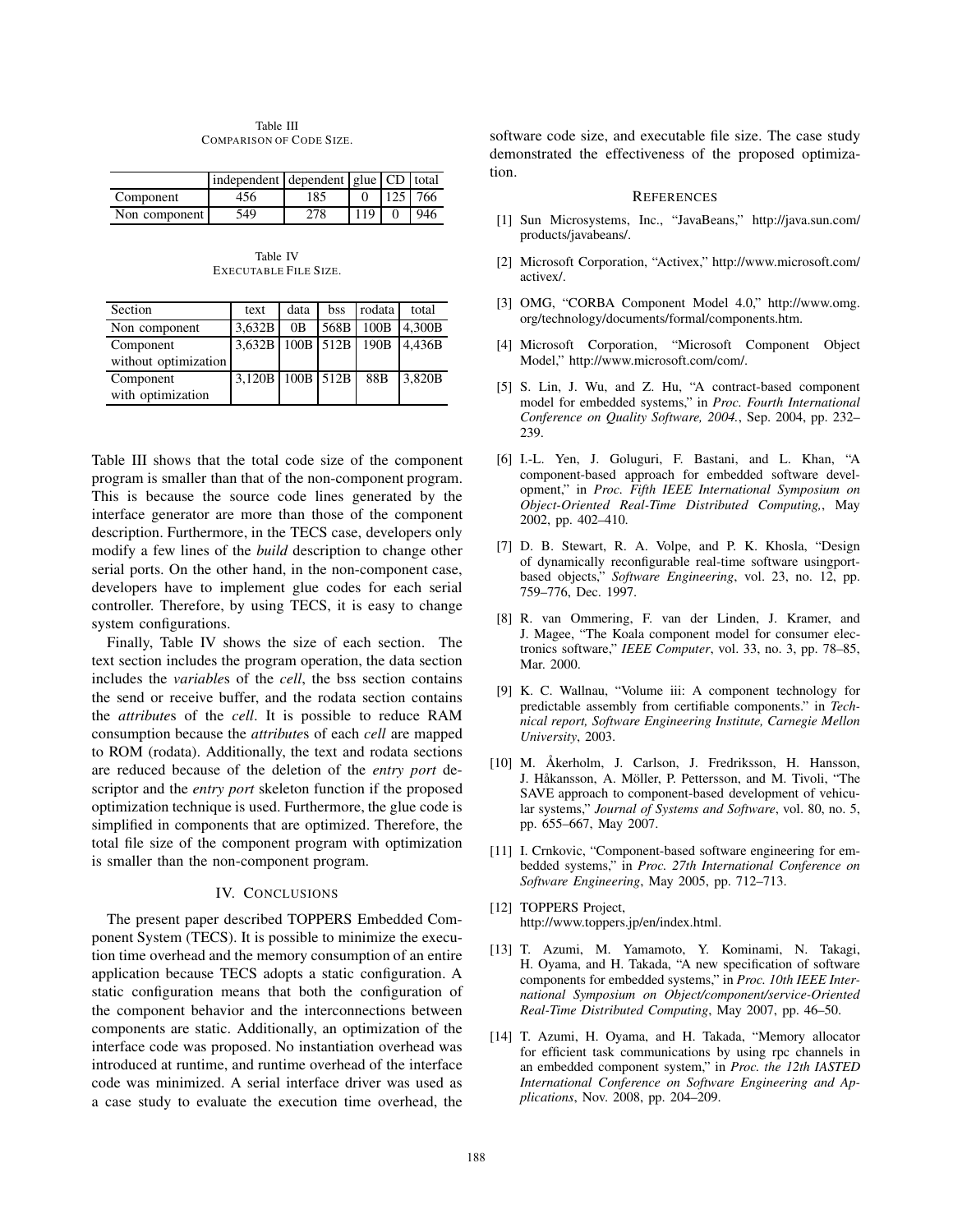Table III
COMPARISON OF CODE SIZE.

| | independent | dependent | glue | CD | total |
|---|---|---|---|---|---|
| Component | 456 | 185 | 0 | 125 | 766 |
| Non component | 549 | 278 | 119 | 0 | 946 |

Table IV
EXECUTABLE FILE SIZE.

| Section | text | data | bss | rodata | total |
|---|---|---|---|---|---|
| Non component | 3,632B | 0B | 568B | 100B | 4,300B |
| Component without optimization | 3,632B | 100B | 512B | 190B | 4,436B |
| Component with optimization | 3,120B | 100B | 512B | 88B | 3,820B |

Table III shows that the total code size of the component program is smaller than that of the non-component program. This is because the source code lines generated by the interface generator are more than those of the component description. Furthermore, in the TECS case, developers only modify a few lines of the *build* description to change other serial ports. On the other hand, in the non-component case, developers have to implement glue codes for each serial controller. Therefore, by using TECS, it is easy to change system configurations.

Finally, Table IV shows the size of each section. The text section includes the program operation, the data section includes the *variable*s of the *cell*, the bss section contains the send or receive buffer, and the rodata section contains the *attribute*s of the *cell*. It is possible to reduce RAM consumption because the *attribute*s of each *cell* are mapped to ROM (rodata). Additionally, the text and rodata sections are reduced because of the deletion of the *entry port* descriptor and the *entry port* skeleton function if the proposed optimization technique is used. Furthermore, the glue code is simplified in components that are optimized. Therefore, the total file size of the component program with optimization is smaller than the non-component program.

## IV. CONCLUSIONS

The present paper described TOPPERS Embedded Component System (TECS). It is possible to minimize the execution time overhead and the memory consumption of an entire application because TECS adopts a static configuration. A static configuration means that both the configuration of the component behavior and the interconnections between components are static. Additionally, an optimization of the interface code was proposed. No instantiation overhead was introduced at runtime, and runtime overhead of the interface code was minimized. A serial interface driver was used as a case study to evaluate the execution time overhead, the software code size, and executable file size. The case study demonstrated the effectiveness of the proposed optimization.

## REFERENCES

[1] Sun Microsystems, Inc., "JavaBeans," http://java.sun.com/products/javabeans/.

[2] Microsoft Corporation, "Activex," http://www.microsoft.com/activex/.

[3] OMG, "CORBA Component Model 4.0," http://www.omg.org/technology/documents/formal/components.htm.

[4] Microsoft Corporation, "Microsoft Component Object Model," http://www.microsoft.com/com/.

[5] S. Lin, J. Wu, and Z. Hu, "A contract-based component model for embedded systems," in *Proc. Fourth International Conference on Quality Software, 2004.*, Sep. 2004, pp. 232–239.

[6] I.-L. Yen, J. Goluguri, F. Bastani, and L. Khan, "A component-based approach for embedded software development," in *Proc. Fifth IEEE International Symposium on Object-Oriented Real-Time Distributed Computing,*, May 2002, pp. 402–410.

[7] D. B. Stewart, R. A. Volpe, and P. K. Khosla, "Design of dynamically reconfigurable real-time software usingport-based objects," *Software Engineering*, vol. 23, no. 12, pp. 759–776, Dec. 1997.

[8] R. van Ommering, F. van der Linden, J. Kramer, and J. Magee, "The Koala component model for consumer electronics software," *IEEE Computer*, vol. 33, no. 3, pp. 78–85, Mar. 2000.

[9] K. C. Wallnau, "Volume iii: A component technology for predictable assembly from certifiable components." in *Technical report, Software Engineering Institute, Carnegie Mellon University*, 2003.

[10] M. Åkerholm, J. Carlson, J. Fredriksson, H. Hansson, J. Håkansson, A. Möller, P. Pettersson, and M. Tivoli, "The SAVE approach to component-based development of vehicular systems," *Journal of Systems and Software*, vol. 80, no. 5, pp. 655–667, May 2007.

[11] I. Crnkovic, "Component-based software engineering for embedded systems," in *Proc. 27th International Conference on Software Engineering*, May 2005, pp. 712–713.

[12] TOPPERS Project, http://www.toppers.jp/en/index.html.

[13] T. Azumi, M. Yamamoto, Y. Kominami, N. Takagi, H. Oyama, and H. Takada, "A new specification of software components for embedded systems," in *Proc. 10th IEEE International Symposium on Object/component/service-Oriented Real-Time Distributed Computing*, May 2007, pp. 46–50.

[14] T. Azumi, H. Oyama, and H. Takada, "Memory allocator for efficient task communications by using rpc channels in an embedded component system," in *Proc. the 12th IASTED International Conference on Software Engineering and Applications*, Nov. 2008, pp. 204–209.